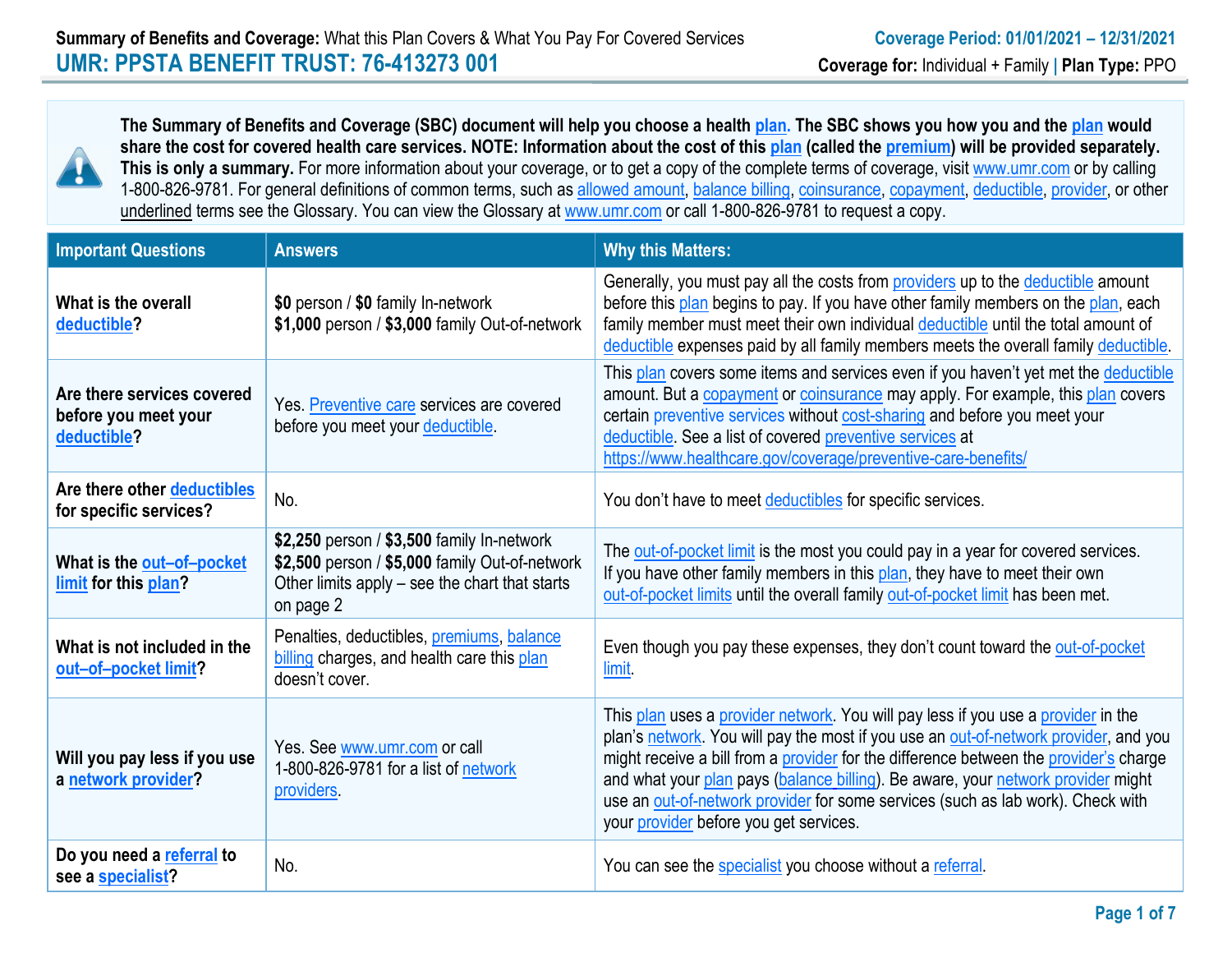**Summary of Benefits and Coverage:** What this Plan Covers & What You Pay For Covered Services

**Coverage Period: 01/01/2021 – 12/31/2021**

# UMR: PPSTA BENEFIT TRUST: 76-413273 001

**Coverage for:** Individual + Family | **Plan Type:** PPO

**The Summary of Benefits and Coverage (SBC) document will help you choose a health plan. The SBC shows you how you and the plan would share the cost for covered health care services. NOTE: Information about the cost of this plan (called the premium) will be provided separately. This is only a summary.** For more information about your coverage, or to get a copy of the complete terms of coverage, visit www.umr.com or by calling 1-800-826-9781. For general definitions of common terms, such as allowed amount, balance billing, coinsurance, copayment, deductible, provider, or other underlined terms see the Glossary. You can view the Glossary at www.umr.com or call 1-800-826-9781 to request a copy.

| Important Questions | Answers | Why this Matters: |
|---|---|---|
| **What is the overall deductible?** | **$0** person / **$0** family In-network<br>**$1,000** person / **$3,000** family Out-of-network | Generally, you must pay all the costs from providers up to the deductible amount before this plan begins to pay. If you have other family members on the plan, each family member must meet their own individual deductible until the total amount of deductible expenses paid by all family members meets the overall family deductible. |
| **Are there services covered before you meet your deductible?** | Yes. Preventive care services are covered before you meet your deductible. | This plan covers some items and services even if you haven't yet met the deductible amount. But a copayment or coinsurance may apply. For example, this plan covers certain preventive services without cost-sharing and before you meet your deductible. See a list of covered preventive services at https://www.healthcare.gov/coverage/preventive-care-benefits/ |
| **Are there other deductibles for specific services?** | No. | You don't have to meet deductibles for specific services. |
| **What is the out–of–pocket limit for this plan?** | **$2,250** person / **$3,500** family In-network<br>**$2,500** person / **$5,000** family Out-of-network<br>Other limits apply – see the chart that starts on page 2 | The out-of-pocket limit is the most you could pay in a year for covered services. If you have other family members in this plan, they have to meet their own out-of-pocket limits until the overall family out-of-pocket limit has been met. |
| **What is not included in the out–of–pocket limit?** | Penalties, deductibles, premiums, balance billing charges, and health care this plan doesn't cover. | Even though you pay these expenses, they don't count toward the out-of-pocket limit. |
| **Will you pay less if you use a network provider?** | Yes. See www.umr.com or call 1-800-826-9781 for a list of network providers. | This plan uses a provider network. You will pay less if you use a provider in the plan's network. You will pay the most if you use an out-of-network provider, and you might receive a bill from a provider for the difference between the provider's charge and what your plan pays (balance billing). Be aware, your network provider might use an out-of-network provider for some services (such as lab work). Check with your provider before you get services. |
| **Do you need a referral to see a specialist?** | No. | You can see the specialist you choose without a referral. |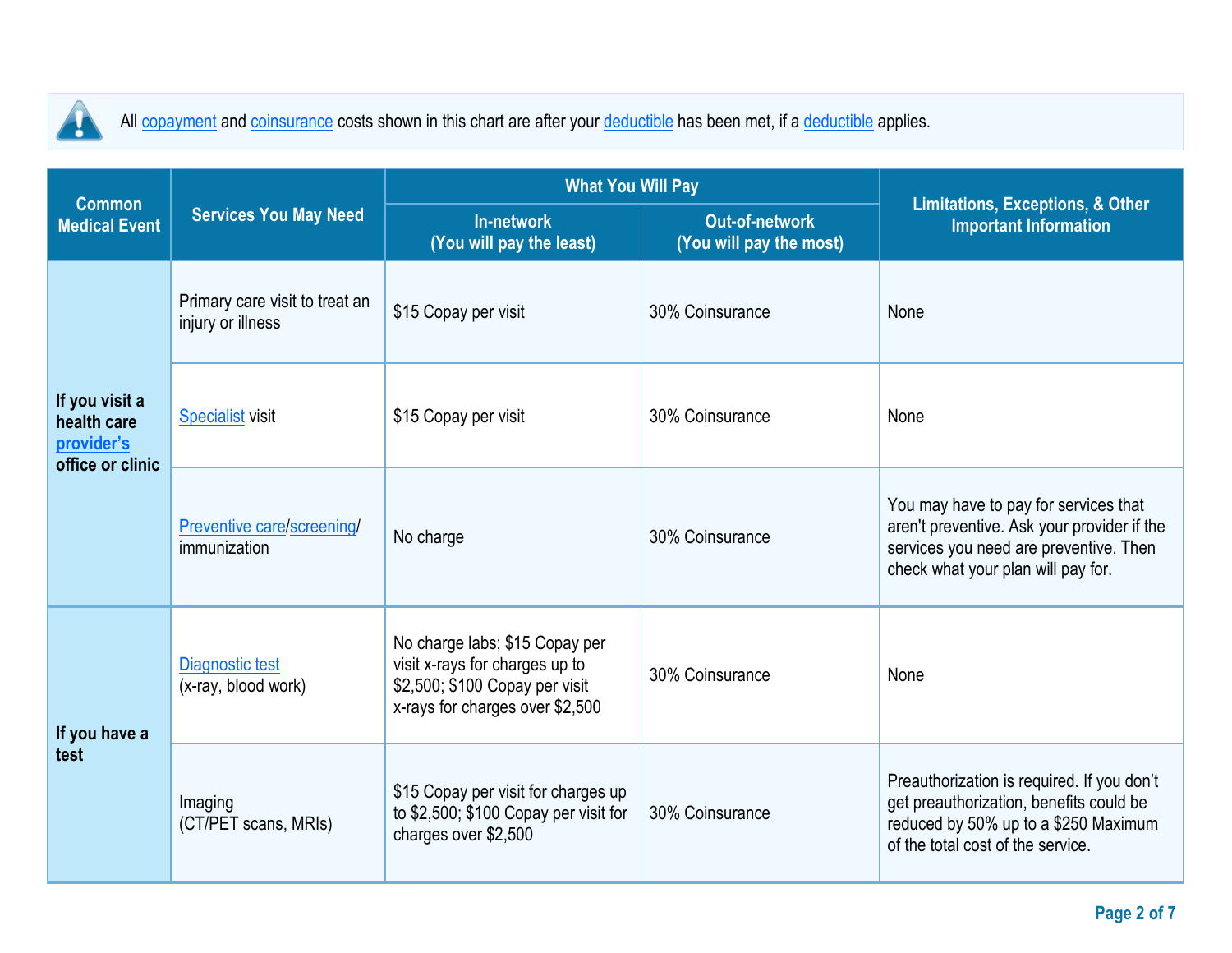All copayment and coinsurance costs shown in this chart are after your deductible has been met, if a deductible applies.

| Common Medical Event | Services You May Need | What You Will Pay | | Limitations, Exceptions, & Other Important Information |
|---|---|---|---|---|
| | | In-network (You will pay the least) | Out-of-network (You will pay the most) | |
| If you visit a health care provider's office or clinic | Primary care visit to treat an injury or illness | $15 Copay per visit | 30% Coinsurance | None |
| | Specialist visit | $15 Copay per visit | 30% Coinsurance | None |
| | Preventive care/screening/ immunization | No charge | 30% Coinsurance | You may have to pay for services that aren't preventive. Ask your provider if the services you need are preventive. Then check what your plan will pay for. |
| If you have a test | Diagnostic test (x-ray, blood work) | No charge labs; $15 Copay per visit x-rays for charges up to $2,500; $100 Copay per visit x-rays for charges over $2,500 | 30% Coinsurance | None |
| | Imaging (CT/PET scans, MRIs) | $15 Copay per visit for charges up to $2,500; $100 Copay per visit for charges over $2,500 | 30% Coinsurance | Preauthorization is required. If you don't get preauthorization, benefits could be reduced by 50% up to a $250 Maximum of the total cost of the service. |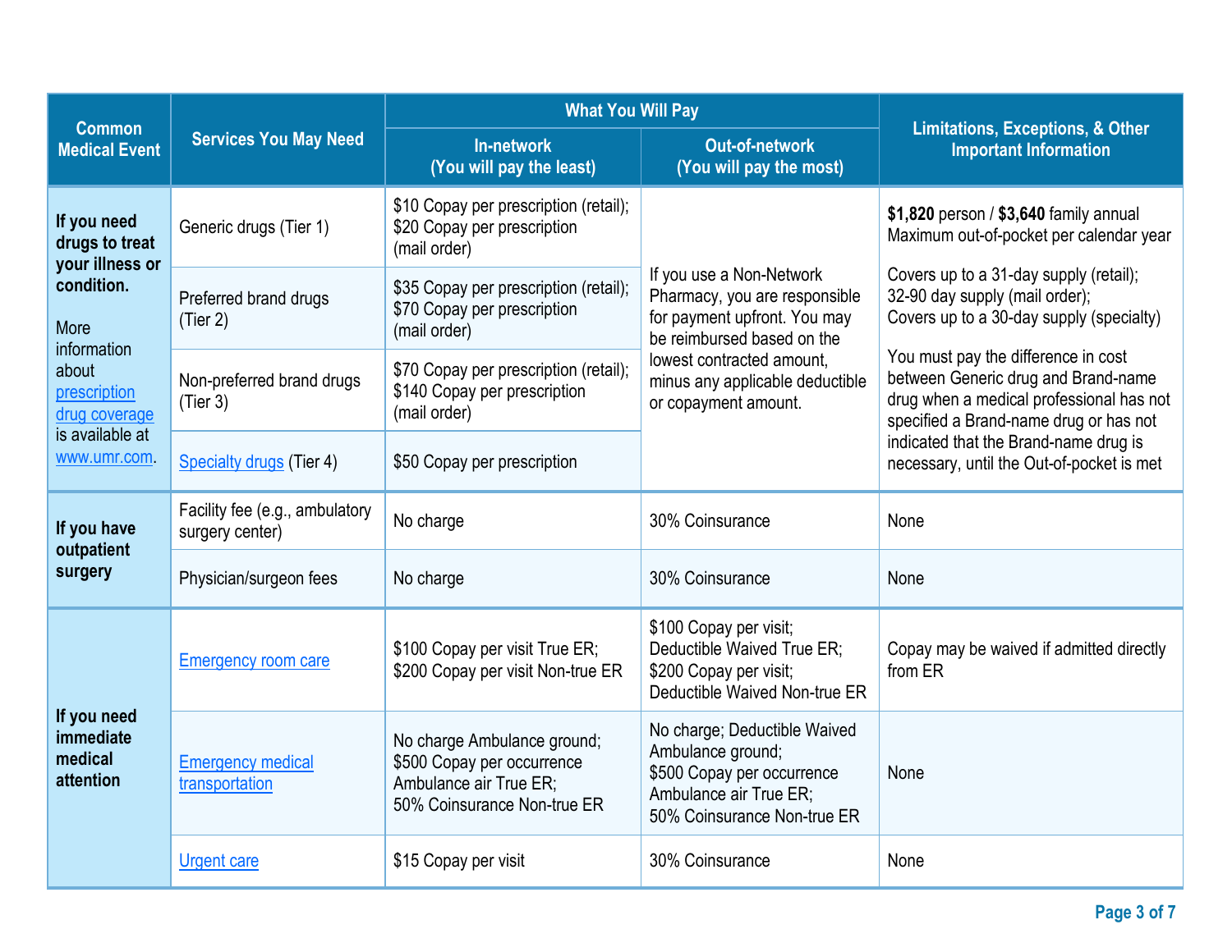| Common Medical Event | Services You May Need | What You Will Pay | | Limitations, Exceptions, & Other Important Information |
|---|---|---|---|---|
| | | In-network (You will pay the least) | Out-of-network (You will pay the most) | |
| **If you need drugs to treat your illness or condition.** More information about prescription drug coverage is available at www.umr.com. | Generic drugs (Tier 1) | $10 Copay per prescription (retail); $20 Copay per prescription (mail order) | If you use a Non-Network Pharmacy, you are responsible for payment upfront. You may be reimbursed based on the lowest contracted amount, minus any applicable deductible or copayment amount. | **$1,820** person / **$3,640** family annual Maximum out-of-pocket per calendar year<br><br>Covers up to a 31-day supply (retail); 32-90 day supply (mail order); Covers up to a 30-day supply (specialty)<br><br>You must pay the difference in cost between Generic drug and Brand-name drug when a medical professional has not specified a Brand-name drug or has not indicated that the Brand-name drug is necessary, until the Out-of-pocket is met |
| | Preferred brand drugs (Tier 2) | $35 Copay per prescription (retail); $70 Copay per prescription (mail order) | | |
| | Non-preferred brand drugs (Tier 3) | $70 Copay per prescription (retail); $140 Copay per prescription (mail order) | | |
| | Specialty drugs (Tier 4) | $50 Copay per prescription | | |
| **If you have outpatient surgery** | Facility fee (e.g., ambulatory surgery center) | No charge | 30% Coinsurance | None |
| | Physician/surgeon fees | No charge | 30% Coinsurance | None |
| **If you need immediate medical attention** | Emergency room care | $100 Copay per visit True ER; $200 Copay per visit Non-true ER | $100 Copay per visit; Deductible Waived True ER; $200 Copay per visit; Deductible Waived Non-true ER | Copay may be waived if admitted directly from ER |
| | Emergency medical transportation | No charge Ambulance ground; $500 Copay per occurrence Ambulance air True ER; 50% Coinsurance Non-true ER | No charge; Deductible Waived Ambulance ground; $500 Copay per occurrence Ambulance air True ER; 50% Coinsurance Non-true ER | None |
| | Urgent care | $15 Copay per visit | 30% Coinsurance | None |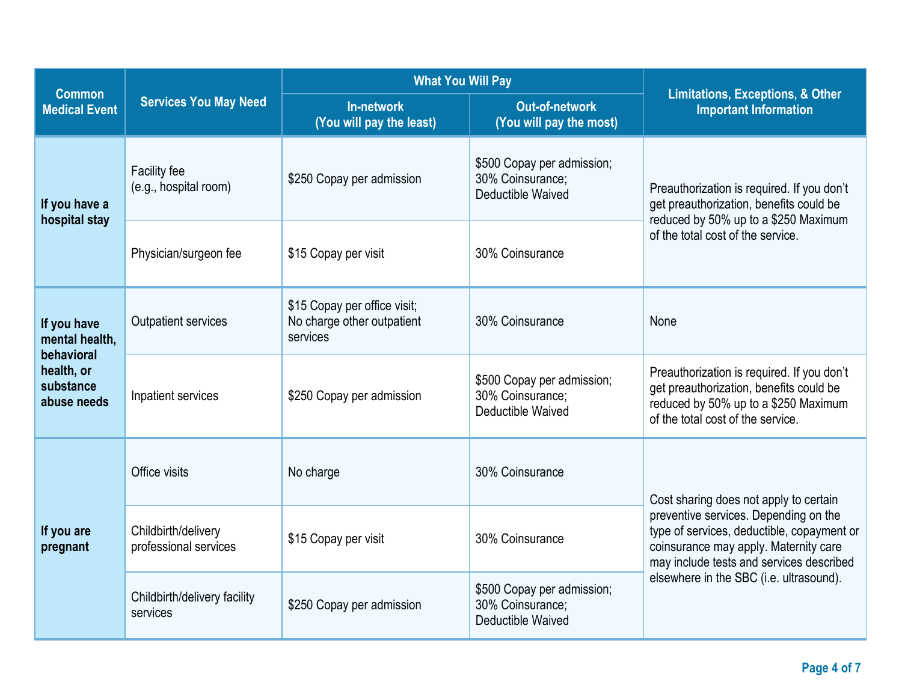| Common Medical Event | Services You May Need | What You Will Pay | | Limitations, Exceptions, & Other Important Information |
|---|---|---|---|---|
| | | In-network (You will pay the least) | Out-of-network (You will pay the most) | |
| **If you have a hospital stay** | Facility fee (e.g., hospital room) | $250 Copay per admission | $500 Copay per admission; 30% Coinsurance; Deductible Waived | Preauthorization is required. If you don't get preauthorization, benefits could be reduced by 50% up to a $250 Maximum of the total cost of the service. |
| | Physician/surgeon fee | $15 Copay per visit | 30% Coinsurance | |
| **If you have mental health, behavioral health, or substance abuse needs** | Outpatient services | $15 Copay per office visit; No charge other outpatient services | 30% Coinsurance | None |
| | Inpatient services | $250 Copay per admission | $500 Copay per admission; 30% Coinsurance; Deductible Waived | Preauthorization is required. If you don't get preauthorization, benefits could be reduced by 50% up to a $250 Maximum of the total cost of the service. |
| **If you are pregnant** | Office visits | No charge | 30% Coinsurance | Cost sharing does not apply to certain preventive services. Depending on the type of services, deductible, copayment or coinsurance may apply. Maternity care may include tests and services described elsewhere in the SBC (i.e. ultrasound). |
| | Childbirth/delivery professional services | $15 Copay per visit | 30% Coinsurance | |
| | Childbirth/delivery facility services | $250 Copay per admission | $500 Copay per admission; 30% Coinsurance; Deductible Waived | |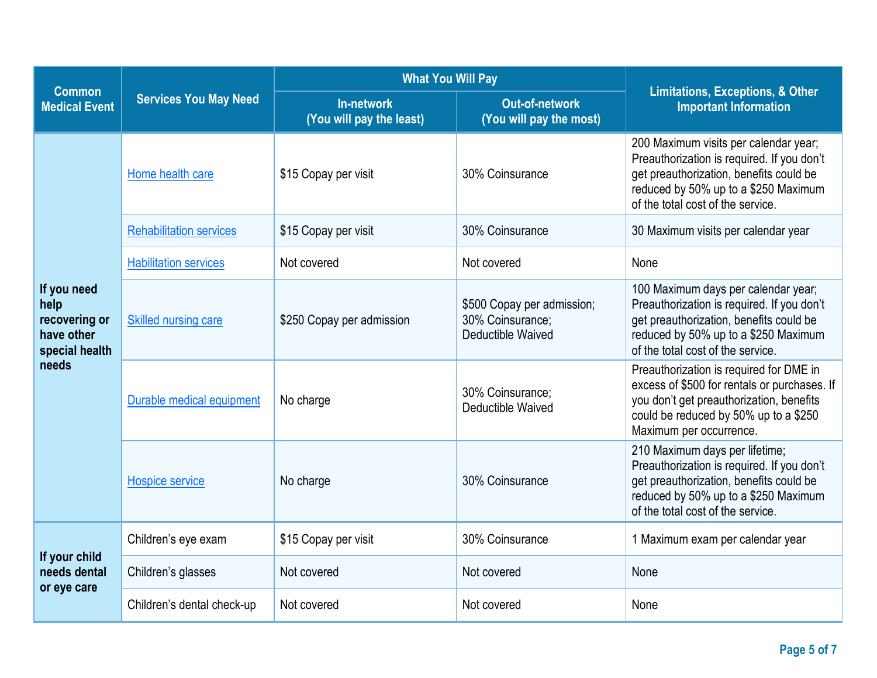| Common Medical Event | Services You May Need | What You Will Pay | | Limitations, Exceptions, & Other Important Information |
|---|---|---|---|---|
| | | In-network (You will pay the least) | Out-of-network (You will pay the most) | |
| If you need help recovering or have other special health needs | Home health care | $15 Copay per visit | 30% Coinsurance | 200 Maximum visits per calendar year; Preauthorization is required. If you don't get preauthorization, benefits could be reduced by 50% up to a $250 Maximum of the total cost of the service. |
| | Rehabilitation services | $15 Copay per visit | 30% Coinsurance | 30 Maximum visits per calendar year |
| | Habilitation services | Not covered | Not covered | None |
| | Skilled nursing care | $250 Copay per admission | $500 Copay per admission; 30% Coinsurance; Deductible Waived | 100 Maximum days per calendar year; Preauthorization is required. If you don't get preauthorization, benefits could be reduced by 50% up to a $250 Maximum of the total cost of the service. |
| | Durable medical equipment | No charge | 30% Coinsurance; Deductible Waived | Preauthorization is required for DME in excess of $500 for rentals or purchases. If you don't get preauthorization, benefits could be reduced by 50% up to a $250 Maximum per occurrence. |
| | Hospice service | No charge | 30% Coinsurance | 210 Maximum days per lifetime; Preauthorization is required. If you don't get preauthorization, benefits could be reduced by 50% up to a $250 Maximum of the total cost of the service. |
| If your child needs dental or eye care | Children's eye exam | $15 Copay per visit | 30% Coinsurance | 1 Maximum exam per calendar year |
| | Children's glasses | Not covered | Not covered | None |
| | Children's dental check-up | Not covered | Not covered | None |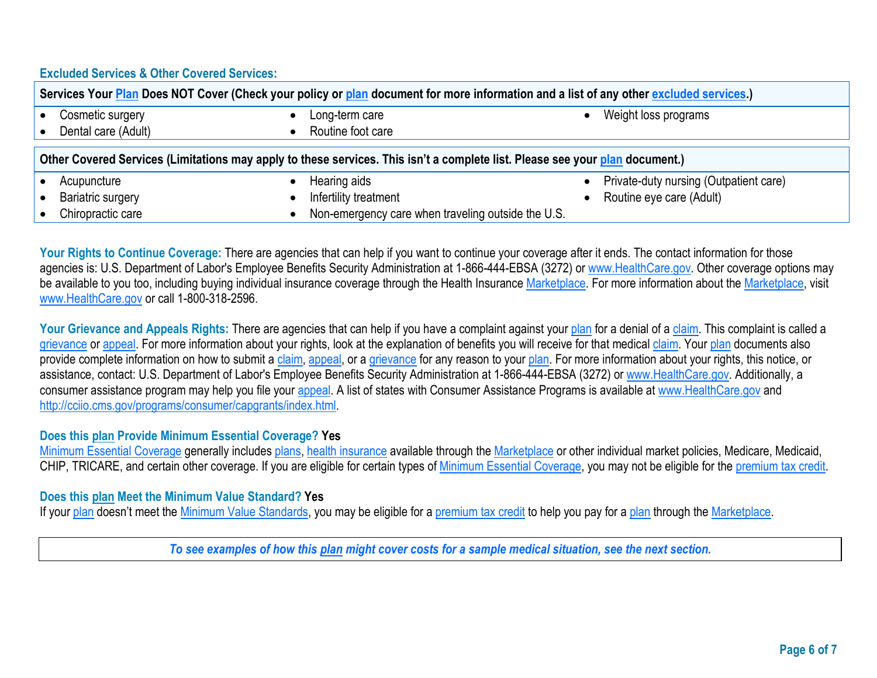### Excluded Services & Other Covered Services:

| Services Your Plan Does NOT Cover (Check your policy or plan document for more information and a list of any other excluded services.) | | |
|---|---|---|
| • Cosmetic surgery<br>• Dental care (Adult) | • Long-term care<br>• Routine foot care | • Weight loss programs |

| Other Covered Services (Limitations may apply to these services. This isn't a complete list. Please see your plan document.) | | |
|---|---|---|
| • Acupuncture<br>• Bariatric surgery<br>• Chiropractic care | • Hearing aids<br>• Infertility treatment<br>• Non-emergency care when traveling outside the U.S. | • Private-duty nursing (Outpatient care)<br>• Routine eye care (Adult) |

**Your Rights to Continue Coverage:** There are agencies that can help if you want to continue your coverage after it ends. The contact information for those agencies is: U.S. Department of Labor's Employee Benefits Security Administration at 1-866-444-EBSA (3272) or www.HealthCare.gov. Other coverage options may be available to you too, including buying individual insurance coverage through the Health Insurance Marketplace. For more information about the Marketplace, visit www.HealthCare.gov or call 1-800-318-2596.

**Your Grievance and Appeals Rights:** There are agencies that can help if you have a complaint against your plan for a denial of a claim. This complaint is called a grievance or appeal. For more information about your rights, look at the explanation of benefits you will receive for that medical claim. Your plan documents also provide complete information on how to submit a claim, appeal, or a grievance for any reason to your plan. For more information about your rights, this notice, or assistance, contact: U.S. Department of Labor's Employee Benefits Security Administration at 1-866-444-EBSA (3272) or www.HealthCare.gov. Additionally, a consumer assistance program may help you file your appeal. A list of states with Consumer Assistance Programs is available at www.HealthCare.gov and http://cciio.cms.gov/programs/consumer/capgrants/index.html.

**Does this plan Provide Minimum Essential Coverage? Yes**

Minimum Essential Coverage generally includes plans, health insurance available through the Marketplace or other individual market policies, Medicare, Medicaid, CHIP, TRICARE, and certain other coverage. If you are eligible for certain types of Minimum Essential Coverage, you may not be eligible for the premium tax credit.

**Does this plan Meet the Minimum Value Standard? Yes**

If your plan doesn't meet the Minimum Value Standards, you may be eligible for a premium tax credit to help you pay for a plan through the Marketplace.

***To see examples of how this plan might cover costs for a sample medical situation, see the next section.***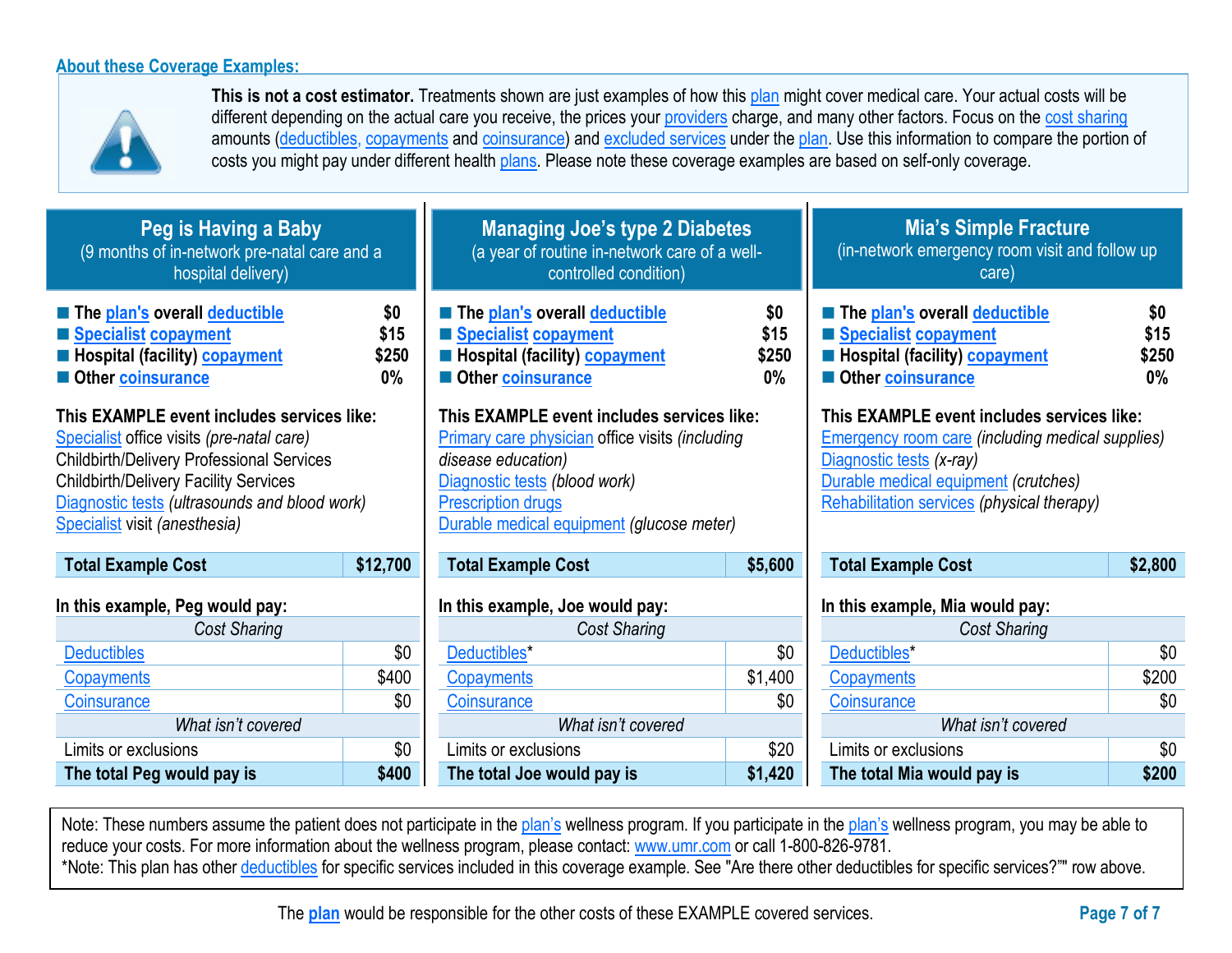## About these Coverage Examples:

**This is not a cost estimator.** Treatments shown are just examples of how this plan might cover medical care. Your actual costs will be different depending on the actual care you receive, the prices your providers charge, and many other factors. Focus on the cost sharing amounts (deductibles, copayments and coinsurance) and excluded services under the plan. Use this information to compare the portion of costs you might pay under different health plans. Please note these coverage examples are based on self-only coverage.

### Peg is Having a Baby
(9 months of in-network pre-natal care and a hospital delivery)

- **The plan's overall deductible** **$0**
- **Specialist copayment** **$15**
- **Hospital (facility) copayment** **$250**
- **Other coinsurance** **0%**

**This EXAMPLE event includes services like:**
Specialist office visits *(pre-natal care)*
Childbirth/Delivery Professional Services
Childbirth/Delivery Facility Services
Diagnostic tests *(ultrasounds and blood work)*
Specialist visit *(anesthesia)*

| **Total Example Cost** | **$12,700** |
|---|---|

**In this example, Peg would pay:**

| *Cost Sharing* | |
|---|---|
| Deductibles | $0 |
| Copayments | $400 |
| Coinsurance | $0 |
| *What isn't covered* | |
| Limits or exclusions | $0 |
| **The total Peg would pay is** | **$400** |

### Managing Joe's type 2 Diabetes
(a year of routine in-network care of a well-controlled condition)

- **The plan's overall deductible** **$0**
- **Specialist copayment** **$15**
- **Hospital (facility) copayment** **$250**
- **Other coinsurance** **0%**

**This EXAMPLE event includes services like:**
Primary care physician office visits *(including disease education)*
Diagnostic tests *(blood work)*
Prescription drugs
Durable medical equipment *(glucose meter)*

| **Total Example Cost** | **$5,600** |
|---|---|

**In this example, Joe would pay:**

| *Cost Sharing* | |
|---|---|
| Deductibles* | $0 |
| Copayments | $1,400 |
| Coinsurance | $0 |
| *What isn't covered* | |
| Limits or exclusions | $20 |
| **The total Joe would pay is** | **$1,420** |

### Mia's Simple Fracture
(in-network emergency room visit and follow up care)

- **The plan's overall deductible** **$0**
- **Specialist copayment** **$15**
- **Hospital (facility) copayment** **$250**
- **Other coinsurance** **0%**

**This EXAMPLE event includes services like:**
Emergency room care *(including medical supplies)*
Diagnostic tests *(x-ray)*
Durable medical equipment *(crutches)*
Rehabilitation services *(physical therapy)*

| **Total Example Cost** | **$2,800** |
|---|---|

**In this example, Mia would pay:**

| *Cost Sharing* | |
|---|---|
| Deductibles* | $0 |
| Copayments | $200 |
| Coinsurance | $0 |
| *What isn't covered* | |
| Limits or exclusions | $0 |
| **The total Mia would pay is** | **$200** |

Note: These numbers assume the patient does not participate in the plan's wellness program. If you participate in the plan's wellness program, you may be able to reduce your costs. For more information about the wellness program, please contact: www.umr.com or call 1-800-826-9781.
*Note: This plan has other deductibles for specific services included in this coverage example. See "Are there other deductibles for specific services?"" row above.

The **plan** would be responsible for the other costs of these EXAMPLE covered services.